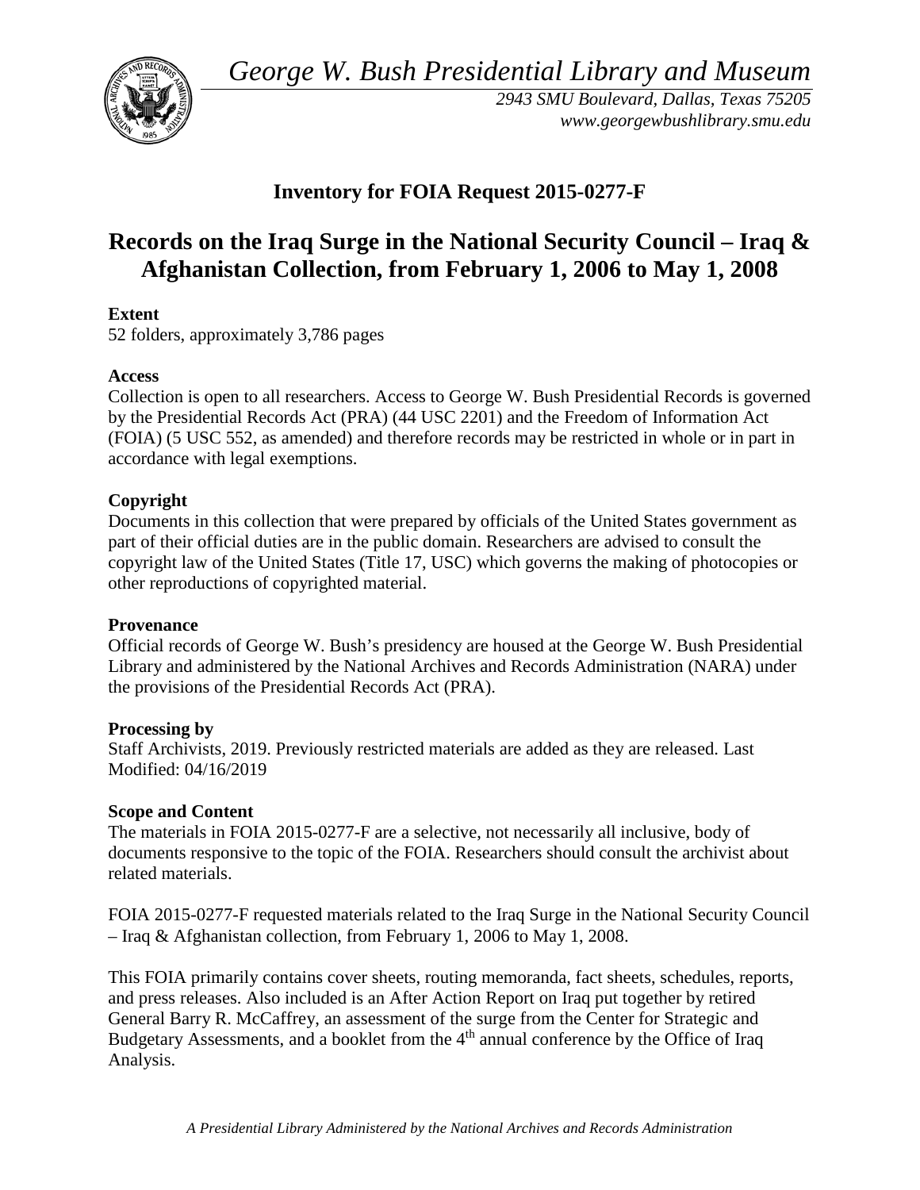*George W. Bush Presidential Library and Museum*

*2943 SMU Boulevard, Dallas, Texas 75205*
*www.georgewbushlibrary.smu.edu*

## Inventory for FOIA Request 2015-0277-F

# Records on the Iraq Surge in the National Security Council – Iraq & Afghanistan Collection, from February 1, 2006 to May 1, 2008

**Extent**
52 folders, approximately 3,786 pages

**Access**
Collection is open to all researchers. Access to George W. Bush Presidential Records is governed by the Presidential Records Act (PRA) (44 USC 2201) and the Freedom of Information Act (FOIA) (5 USC 552, as amended) and therefore records may be restricted in whole or in part in accordance with legal exemptions.

**Copyright**
Documents in this collection that were prepared by officials of the United States government as part of their official duties are in the public domain. Researchers are advised to consult the copyright law of the United States (Title 17, USC) which governs the making of photocopies or other reproductions of copyrighted material.

**Provenance**
Official records of George W. Bush's presidency are housed at the George W. Bush Presidential Library and administered by the National Archives and Records Administration (NARA) under the provisions of the Presidential Records Act (PRA).

**Processing by**
Staff Archivists, 2019. Previously restricted materials are added as they are released. Last Modified: 04/16/2019

**Scope and Content**
The materials in FOIA 2015-0277-F are a selective, not necessarily all inclusive, body of documents responsive to the topic of the FOIA. Researchers should consult the archivist about related materials.

FOIA 2015-0277-F requested materials related to the Iraq Surge in the National Security Council – Iraq & Afghanistan collection, from February 1, 2006 to May 1, 2008.

This FOIA primarily contains cover sheets, routing memoranda, fact sheets, schedules, reports, and press releases. Also included is an After Action Report on Iraq put together by retired General Barry R. McCaffrey, an assessment of the surge from the Center for Strategic and Budgetary Assessments, and a booklet from the 4th annual conference by the Office of Iraq Analysis.

*A Presidential Library Administered by the National Archives and Records Administration*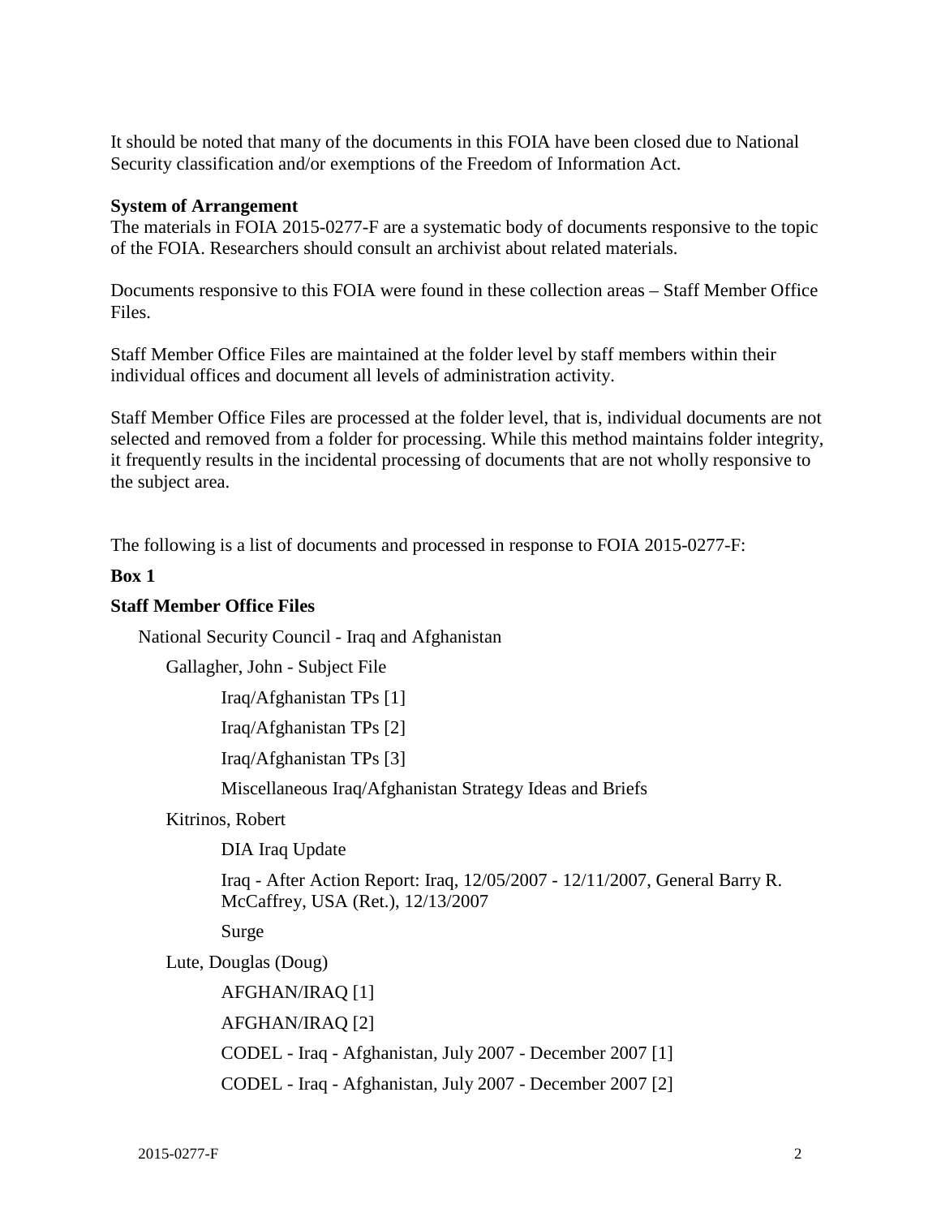It should be noted that many of the documents in this FOIA have been closed due to National Security classification and/or exemptions of the Freedom of Information Act.

**System of Arrangement**

The materials in FOIA 2015-0277-F are a systematic body of documents responsive to the topic of the FOIA. Researchers should consult an archivist about related materials.

Documents responsive to this FOIA were found in these collection areas – Staff Member Office Files.

Staff Member Office Files are maintained at the folder level by staff members within their individual offices and document all levels of administration activity.

Staff Member Office Files are processed at the folder level, that is, individual documents are not selected and removed from a folder for processing. While this method maintains folder integrity, it frequently results in the incidental processing of documents that are not wholly responsive to the subject area.

The following is a list of documents and processed in response to FOIA 2015-0277-F:

**Box 1**

**Staff Member Office Files**

- National Security Council - Iraq and Afghanistan
  - Gallagher, John - Subject File
    - Iraq/Afghanistan TPs [1]
    - Iraq/Afghanistan TPs [2]
    - Iraq/Afghanistan TPs [3]
    - Miscellaneous Iraq/Afghanistan Strategy Ideas and Briefs
  - Kitrinos, Robert
    - DIA Iraq Update
    - Iraq - After Action Report: Iraq, 12/05/2007 - 12/11/2007, General Barry R. McCaffrey, USA (Ret.), 12/13/2007
    - Surge
  - Lute, Douglas (Doug)
    - AFGHAN/IRAQ [1]
    - AFGHAN/IRAQ [2]
    - CODEL - Iraq - Afghanistan, July 2007 - December 2007 [1]
    - CODEL - Iraq - Afghanistan, July 2007 - December 2007 [2]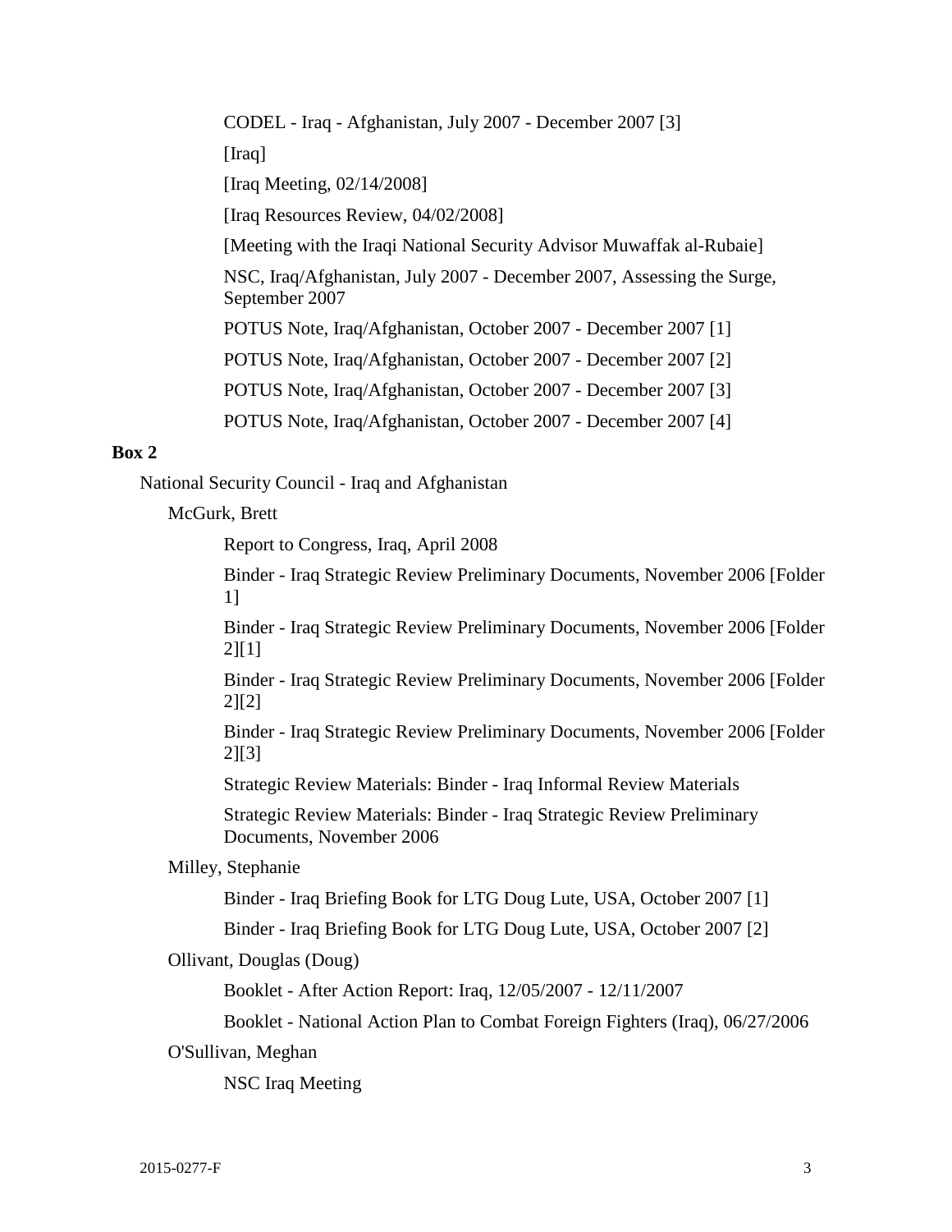CODEL - Iraq - Afghanistan, July 2007 - December 2007 [3]

[Iraq]

[Iraq Meeting, 02/14/2008]

[Iraq Resources Review, 04/02/2008]

[Meeting with the Iraqi National Security Advisor Muwaffak al-Rubaie]

NSC, Iraq/Afghanistan, July 2007 - December 2007, Assessing the Surge, September 2007

POTUS Note, Iraq/Afghanistan, October 2007 - December 2007 [1]

POTUS Note, Iraq/Afghanistan, October 2007 - December 2007 [2]

POTUS Note, Iraq/Afghanistan, October 2007 - December 2007 [3]

POTUS Note, Iraq/Afghanistan, October 2007 - December 2007 [4]

**Box 2**

National Security Council - Iraq and Afghanistan

McGurk, Brett

Report to Congress, Iraq, April 2008

Binder - Iraq Strategic Review Preliminary Documents, November 2006 [Folder 1]

Binder - Iraq Strategic Review Preliminary Documents, November 2006 [Folder 2][1]

Binder - Iraq Strategic Review Preliminary Documents, November 2006 [Folder 2][2]

Binder - Iraq Strategic Review Preliminary Documents, November 2006 [Folder 2][3]

Strategic Review Materials: Binder - Iraq Informal Review Materials

Strategic Review Materials: Binder - Iraq Strategic Review Preliminary Documents, November 2006

Milley, Stephanie

Binder - Iraq Briefing Book for LTG Doug Lute, USA, October 2007 [1]

Binder - Iraq Briefing Book for LTG Doug Lute, USA, October 2007 [2]

Ollivant, Douglas (Doug)

Booklet - After Action Report: Iraq, 12/05/2007 - 12/11/2007

Booklet - National Action Plan to Combat Foreign Fighters (Iraq), 06/27/2006

O'Sullivan, Meghan

NSC Iraq Meeting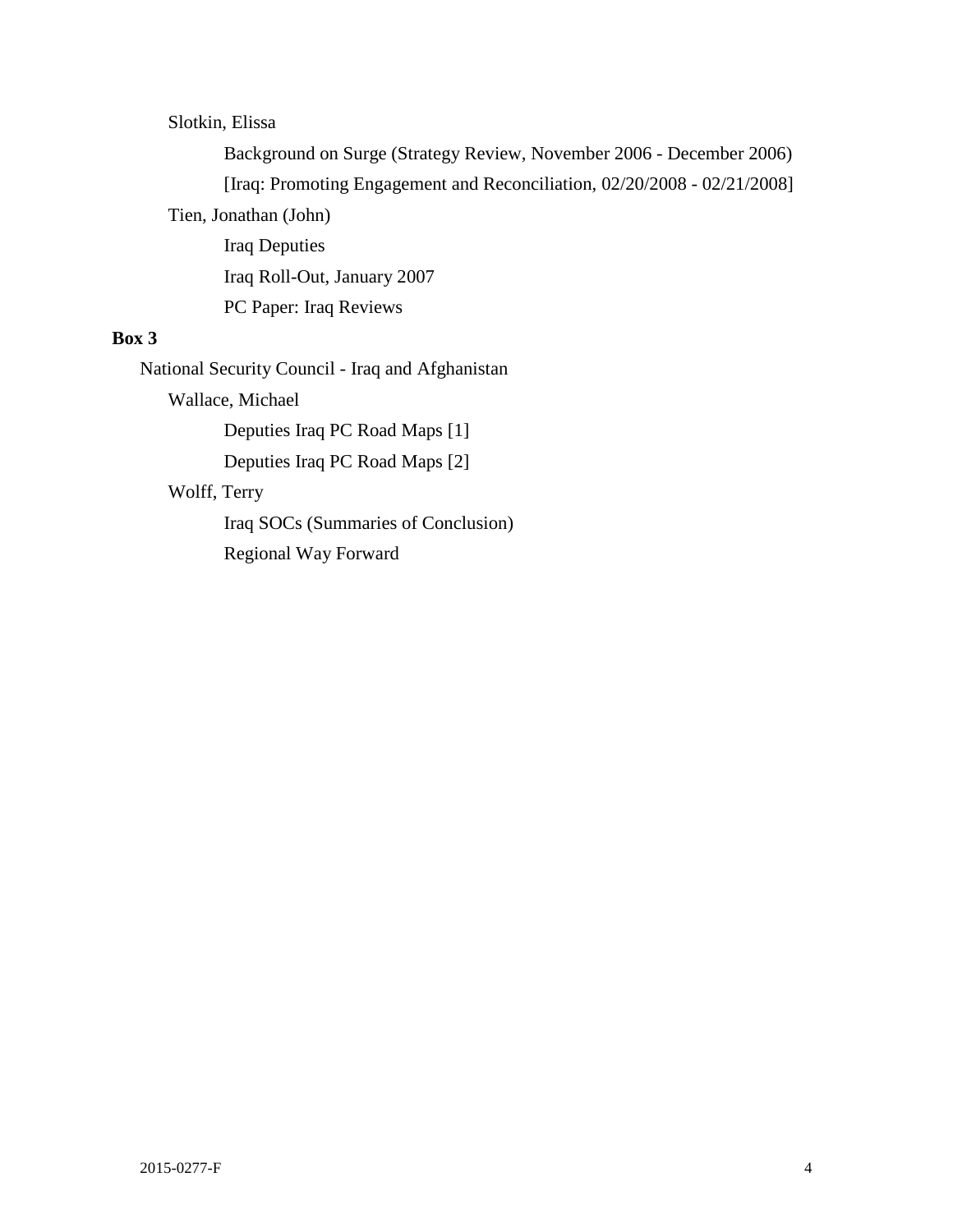Slotkin, Elissa

- Background on Surge (Strategy Review, November 2006 - December 2006)
- [Iraq: Promoting Engagement and Reconciliation, 02/20/2008 - 02/21/2008]

Tien, Jonathan (John)

- Iraq Deputies
- Iraq Roll-Out, January 2007
- PC Paper: Iraq Reviews

**Box 3**

National Security Council - Iraq and Afghanistan

Wallace, Michael

- Deputies Iraq PC Road Maps [1]
- Deputies Iraq PC Road Maps [2]

Wolff, Terry

- Iraq SOCs (Summaries of Conclusion)
- Regional Way Forward

2015-0277-F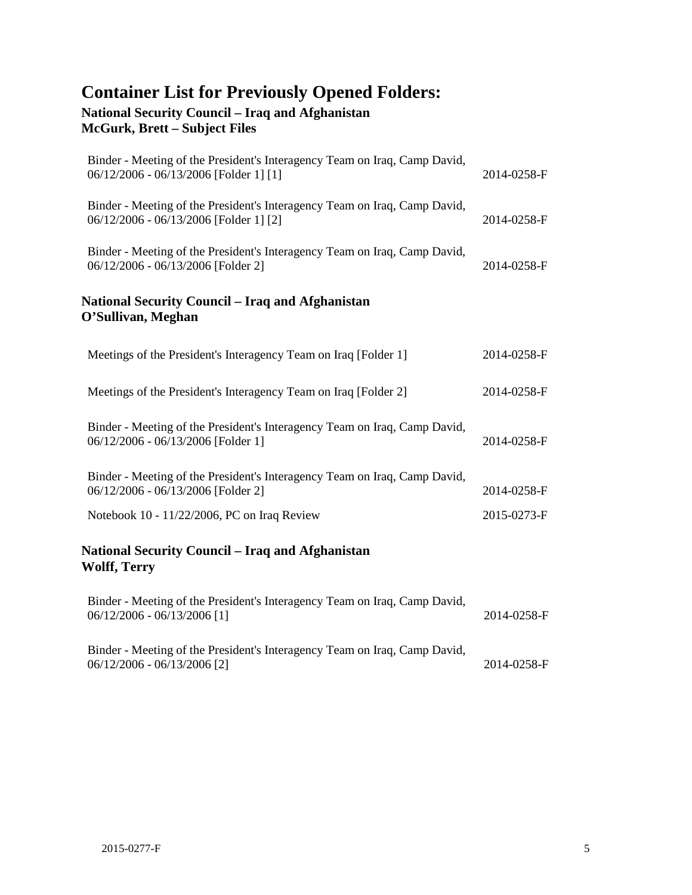# Container List for Previously Opened Folders:

### National Security Council – Iraq and Afghanistan
### McGurk, Brett – Subject Files

| | |
|---|---|
| Binder - Meeting of the President's Interagency Team on Iraq, Camp David, 06/12/2006 - 06/13/2006 [Folder 1] [1] | 2014-0258-F |
| Binder - Meeting of the President's Interagency Team on Iraq, Camp David, 06/12/2006 - 06/13/2006 [Folder 1] [2] | 2014-0258-F |
| Binder - Meeting of the President's Interagency Team on Iraq, Camp David, 06/12/2006 - 06/13/2006 [Folder 2] | 2014-0258-F |

### National Security Council – Iraq and Afghanistan
### O'Sullivan, Meghan

| | |
|---|---|
| Meetings of the President's Interagency Team on Iraq [Folder 1] | 2014-0258-F |
| Meetings of the President's Interagency Team on Iraq [Folder 2] | 2014-0258-F |
| Binder - Meeting of the President's Interagency Team on Iraq, Camp David, 06/12/2006 - 06/13/2006 [Folder 1] | 2014-0258-F |
| Binder - Meeting of the President's Interagency Team on Iraq, Camp David, 06/12/2006 - 06/13/2006 [Folder 2] | 2014-0258-F |
| Notebook 10 - 11/22/2006, PC on Iraq Review | 2015-0273-F |

### National Security Council – Iraq and Afghanistan
### Wolff, Terry

| | |
|---|---|
| Binder - Meeting of the President's Interagency Team on Iraq, Camp David, 06/12/2006 - 06/13/2006 [1] | 2014-0258-F |
| Binder - Meeting of the President's Interagency Team on Iraq, Camp David, 06/12/2006 - 06/13/2006 [2] | 2014-0258-F |